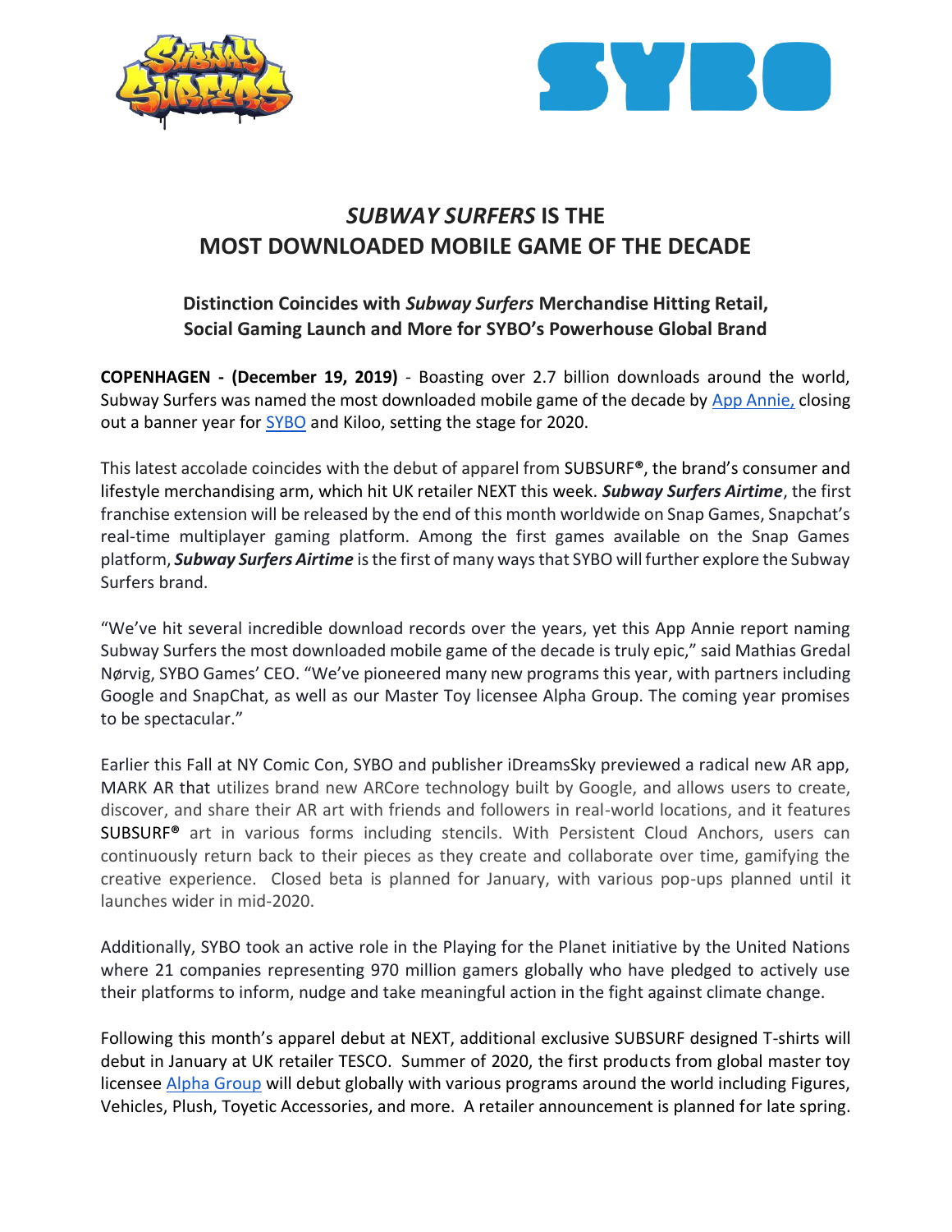# *SUBWAY SURFERS* IS THE MOST DOWNLOADED MOBILE GAME OF THE DECADE

## Distinction Coincides with *Subway Surfers* Merchandise Hitting Retail, Social Gaming Launch and More for SYBO's Powerhouse Global Brand

**COPENHAGEN - (December 19, 2019)** - Boasting over 2.7 billion downloads around the world, Subway Surfers was named the most downloaded mobile game of the decade by App Annie, closing out a banner year for SYBO and Kiloo, setting the stage for 2020.

This latest accolade coincides with the debut of apparel from SUBSURF®, the brand's consumer and lifestyle merchandising arm, which hit UK retailer NEXT this week. ***Subway Surfers Airtime***, the first franchise extension will be released by the end of this month worldwide on Snap Games, Snapchat's real-time multiplayer gaming platform. Among the first games available on the Snap Games platform, ***Subway Surfers Airtime*** is the first of many ways that SYBO will further explore the Subway Surfers brand.

"We've hit several incredible download records over the years, yet this App Annie report naming Subway Surfers the most downloaded mobile game of the decade is truly epic," said Mathias Gredal Nørvig, SYBO Games' CEO. "We've pioneered many new programs this year, with partners including Google and SnapChat, as well as our Master Toy licensee Alpha Group. The coming year promises to be spectacular."

Earlier this Fall at NY Comic Con, SYBO and publisher iDreamsSky previewed a radical new AR app, MARK AR that utilizes brand new ARCore technology built by Google, and allows users to create, discover, and share their AR art with friends and followers in real-world locations, and it features SUBSURF® art in various forms including stencils. With Persistent Cloud Anchors, users can continuously return back to their pieces as they create and collaborate over time, gamifying the creative experience. Closed beta is planned for January, with various pop-ups planned until it launches wider in mid-2020.

Additionally, SYBO took an active role in the Playing for the Planet initiative by the United Nations where 21 companies representing 970 million gamers globally who have pledged to actively use their platforms to inform, nudge and take meaningful action in the fight against climate change.

Following this month's apparel debut at NEXT, additional exclusive SUBSURF designed T-shirts will debut in January at UK retailer TESCO. Summer of 2020, the first products from global master toy licensee Alpha Group will debut globally with various programs around the world including Figures, Vehicles, Plush, Toyetic Accessories, and more. A retailer announcement is planned for late spring.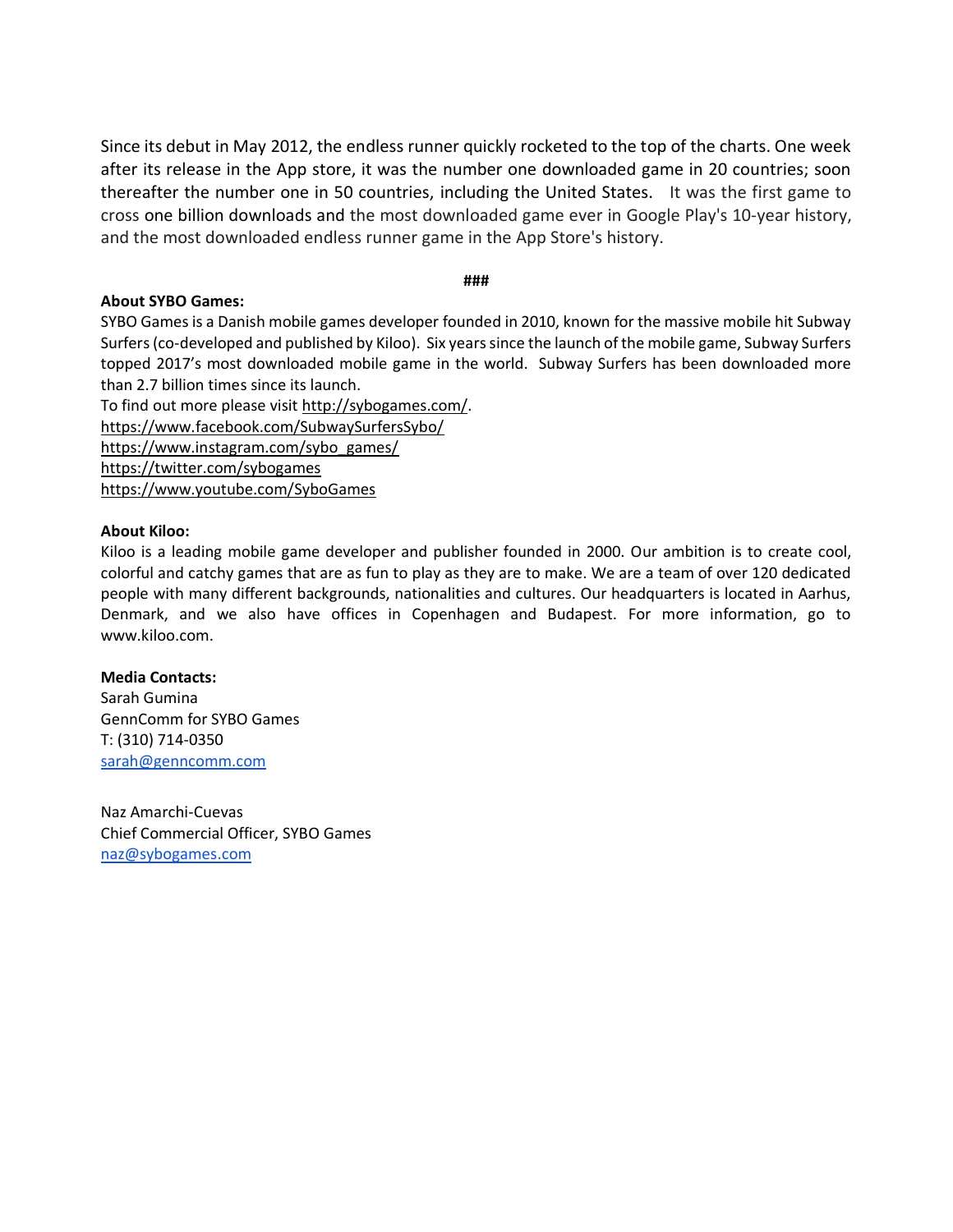Since its debut in May 2012, the endless runner quickly rocketed to the top of the charts. One week after its release in the App store, it was the number one downloaded game in 20 countries; soon thereafter the number one in 50 countries, including the United States. It was the first game to cross one billion downloads and the most downloaded game ever in Google Play's 10-year history, and the most downloaded endless runner game in the App Store's history.

###

**About SYBO Games:**
SYBO Games is a Danish mobile games developer founded in 2010, known for the massive mobile hit Subway Surfers (co-developed and published by Kiloo). Six years since the launch of the mobile game, Subway Surfers topped 2017's most downloaded mobile game in the world. Subway Surfers has been downloaded more than 2.7 billion times since its launch.
To find out more please visit http://sybogames.com/.
https://www.facebook.com/SubwaySurfersSybo/
https://www.instagram.com/sybo_games/
https://twitter.com/sybogames
https://www.youtube.com/SyboGames

**About Kiloo:**
Kiloo is a leading mobile game developer and publisher founded in 2000. Our ambition is to create cool, colorful and catchy games that are as fun to play as they are to make. We are a team of over 120 dedicated people with many different backgrounds, nationalities and cultures. Our headquarters is located in Aarhus, Denmark, and we also have offices in Copenhagen and Budapest. For more information, go to www.kiloo.com.

**Media Contacts:**
Sarah Gumina
GennComm for SYBO Games
T: (310) 714-0350
sarah@genncomm.com

Naz Amarchi-Cuevas
Chief Commercial Officer, SYBO Games
naz@sybogames.com